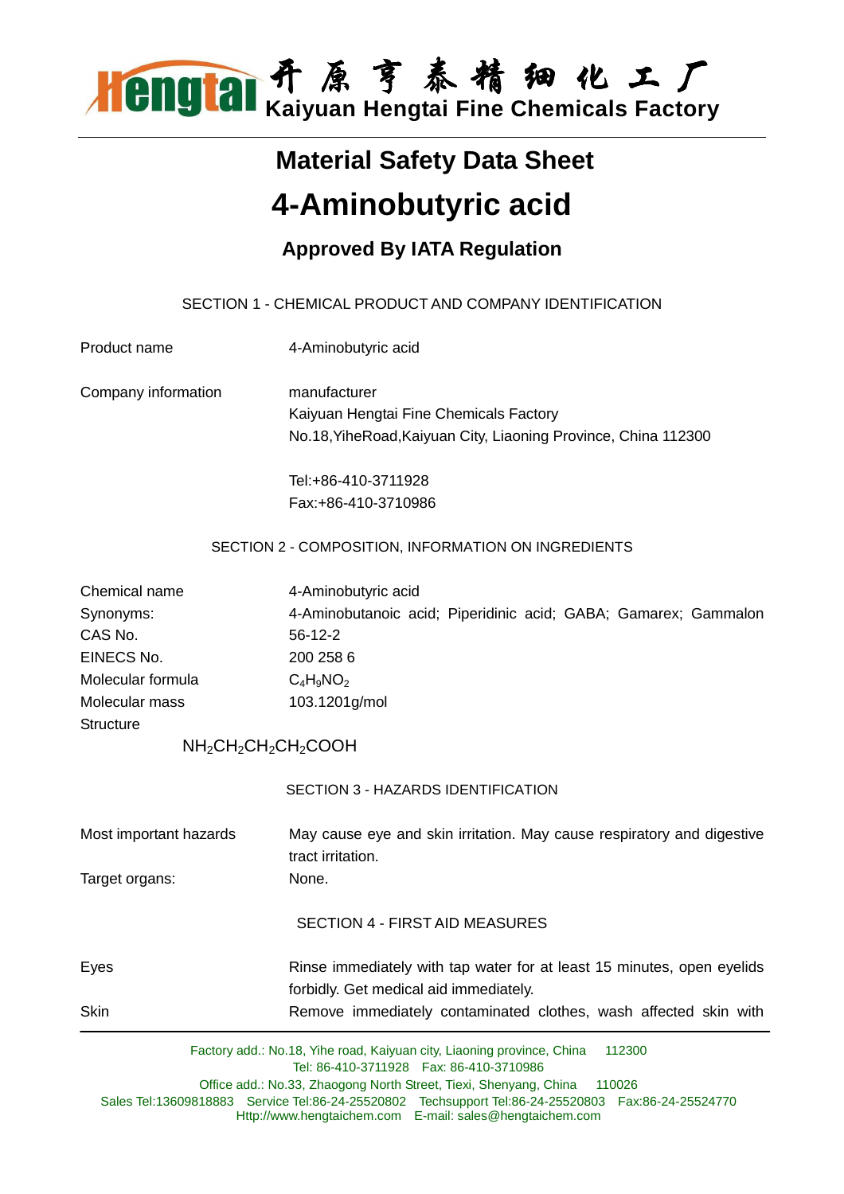Hengtai 开原亨泰精细化工厂
Kaiyuan Hengtai Fine Chemicals Factory

# Material Safety Data Sheet

# 4-Aminobutyric acid

## Approved By IATA Regulation

### SECTION 1 - CHEMICAL PRODUCT AND COMPANY IDENTIFICATION

| | |
|---|---|
| Product name | 4-Aminobutyric acid |
| Company information | manufacturer<br>Kaiyuan Hengtai Fine Chemicals Factory<br>No.18,YiheRoad,Kaiyuan City, Liaoning Province, China 112300<br><br>Tel:+86-410-3711928<br>Fax:+86-410-3710986 |

### SECTION 2 - COMPOSITION, INFORMATION ON INGREDIENTS

| | |
|---|---|
| Chemical name | 4-Aminobutyric acid |
| Synonyms: | 4-Aminobutanoic acid; Piperidinic acid; GABA; Gamarex; Gammalon |
| CAS No. | 56-12-2 |
| EINECS No. | 200 258 6 |
| Molecular formula | $C_4H_9NO_2$ |
| Molecular mass | 103.1201g/mol |
| Structure | |

$NH_2CH_2CH_2CH_2COOH$

### SECTION 3 - HAZARDS IDENTIFICATION

| | |
|---|---|
| Most important hazards | May cause eye and skin irritation. May cause respiratory and digestive tract irritation. |
| Target organs: | None. |

### SECTION 4 - FIRST AID MEASURES

| | |
|---|---|
| Eyes | Rinse immediately with tap water for at least 15 minutes, open eyelids forbidly. Get medical aid immediately. |
| Skin | Remove immediately contaminated clothes, wash affected skin with |

Factory add.: No.18, Yihe road, Kaiyuan city, Liaoning province, China 112300
Tel: 86-410-3711928 Fax: 86-410-3710986
Office add.: No.33, Zhaogong North Street, Tiexi, Shenyang, China 110026
Sales Tel:13609818883 Service Tel:86-24-25520802 Techsupport Tel:86-24-25520803 Fax:86-24-25524770
Http://www.hengtaichem.com E-mail: sales@hengtaichem.com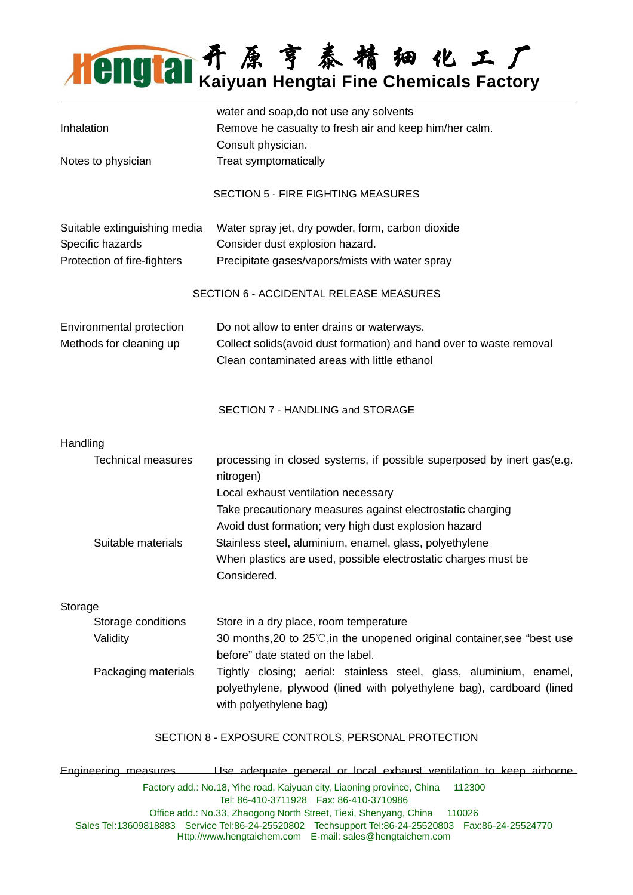| | |
|---|---|
| | water and soap,do not use any solvents |
| Inhalation | Remove he casualty to fresh air and keep him/her calm. Consult physician. |
| Notes to physician | Treat symptomatically |

## SECTION 5 - FIRE FIGHTING MEASURES

| | |
|---|---|
| Suitable extinguishing media | Water spray jet, dry powder, form, carbon dioxide |
| Specific hazards | Consider dust explosion hazard. |
| Protection of fire-fighters | Precipitate gases/vapors/mists with water spray |

## SECTION 6 - ACCIDENTAL RELEASE MEASURES

| | |
|---|---|
| Environmental protection | Do not allow to enter drains or waterways. |
| Methods for cleaning up | Collect solids(avoid dust formation) and hand over to waste removal<br>Clean contaminated areas with little ethanol |

## SECTION 7 - HANDLING and STORAGE

**Handling**

| | |
|---|---|
| Technical measures | processing in closed systems, if possible superposed by inert gas(e.g. nitrogen)<br>Local exhaust ventilation necessary<br>Take precautionary measures against electrostatic charging<br>Avoid dust formation; very high dust explosion hazard |
| Suitable materials | Stainless steel, aluminium, enamel, glass, polyethylene<br>When plastics are used, possible electrostatic charges must be Considered. |

**Storage**

| | |
|---|---|
| Storage conditions | Store in a dry place, room temperature |
| Validity | 30 months,20 to 25℃,in the unopened original container,see “best use before” date stated on the label. |
| Packaging materials | Tightly closing; aerial: stainless steel, glass, aluminium, enamel, polyethylene, plywood (lined with polyethylene bag), cardboard (lined with polyethylene bag) |

## SECTION 8 - EXPOSURE CONTROLS, PERSONAL PROTECTION

| | |
|---|---|
| Engineering measures | Use adequate general or local exhaust ventilation to keep airborne |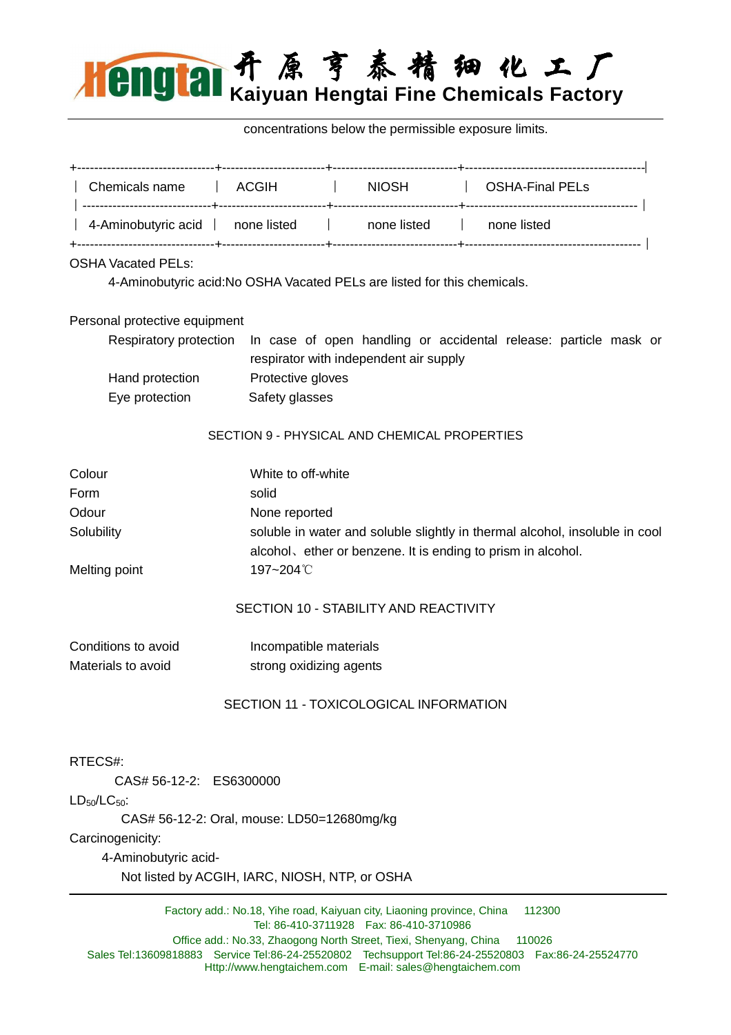concentrations below the permissible exposure limits.

| Chemicals name | ACGIH | NIOSH | OSHA-Final PELs |
| --- | --- | --- | --- |
| 4-Aminobutyric acid | none listed | none listed | none listed |

OSHA Vacated PELs:

4-Aminobutyric acid:No OSHA Vacated PELs are listed for this chemicals.

Personal protective equipment

| | |
| --- | --- |
| Respiratory protection | In case of open handling or accidental release: particle mask or respirator with independent air supply |
| Hand protection | Protective gloves |
| Eye protection | Safety glasses |

## SECTION 9 - PHYSICAL AND CHEMICAL PROPERTIES

| | |
| --- | --- |
| Colour | White to off-white |
| Form | solid |
| Odour | None reported |
| Solubility | soluble in water and soluble slightly in thermal alcohol, insoluble in cool alcohol、ether or benzene. It is ending to prism in alcohol. |
| Melting point | 197~204℃ |

## SECTION 10 - STABILITY AND REACTIVITY

| | |
| --- | --- |
| Conditions to avoid | Incompatible materials |
| Materials to avoid | strong oxidizing agents |

## SECTION 11 - TOXICOLOGICAL INFORMATION

RTECS#:

CAS# 56-12-2: ES6300000

$LD_{50}/LC_{50}$:

CAS# 56-12-2: Oral, mouse: LD50=12680mg/kg

Carcinogenicity:

4-Aminobutyric acid-

Not listed by ACGIH, IARC, NIOSH, NTP, or OSHA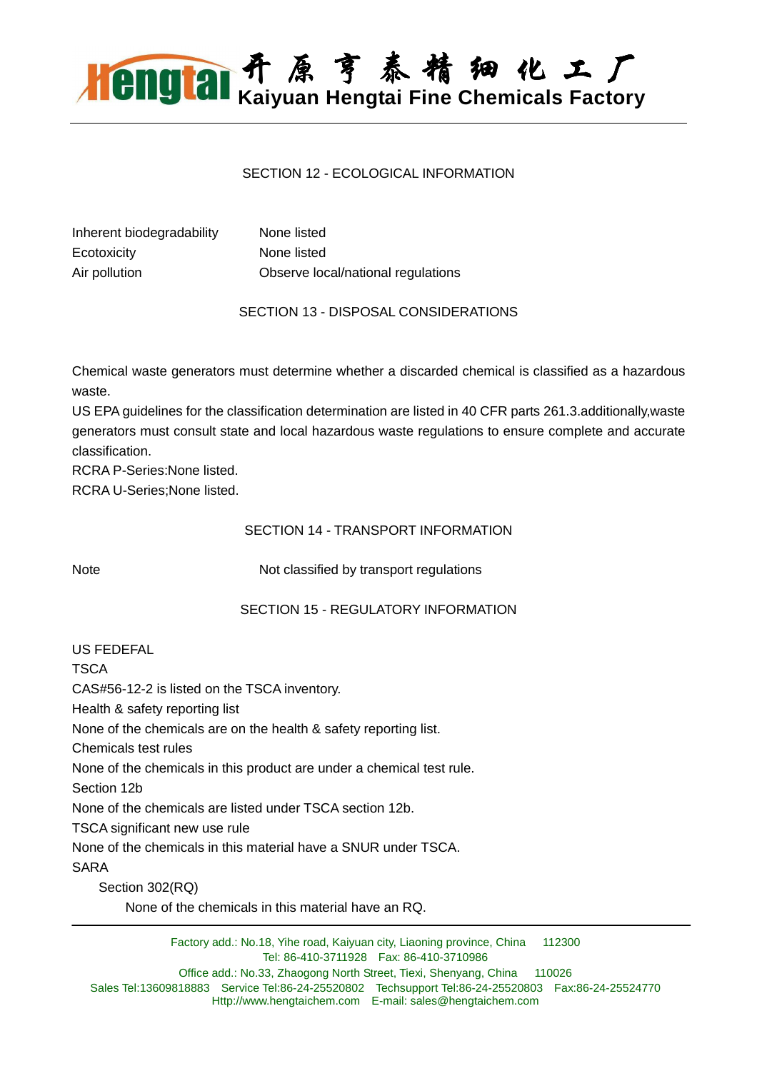## SECTION 12 - ECOLOGICAL INFORMATION

| | |
|---|---|
| Inherent biodegradability | None listed |
| Ecotoxicity | None listed |
| Air pollution | Observe local/national regulations |

## SECTION 13 - DISPOSAL CONSIDERATIONS

Chemical waste generators must determine whether a discarded chemical is classified as a hazardous waste.

US EPA guidelines for the classification determination are listed in 40 CFR parts 261.3.additionally,waste generators must consult state and local hazardous waste regulations to ensure complete and accurate classification.

RCRA P-Series:None listed.

RCRA U-Series;None listed.

## SECTION 14 - TRANSPORT INFORMATION

| | |
|---|---|
| Note | Not classified by transport regulations |

## SECTION 15 - REGULATORY INFORMATION

US FEDEFAL

TSCA

CAS#56-12-2 is listed on the TSCA inventory.

Health & safety reporting list

None of the chemicals are on the health & safety reporting list.

Chemicals test rules

None of the chemicals in this product are under a chemical test rule.

Section 12b

None of the chemicals are listed under TSCA section 12b.

TSCA significant new use rule

None of the chemicals in this material have a SNUR under TSCA.

SARA

Section 302(RQ)

None of the chemicals in this material have an RQ.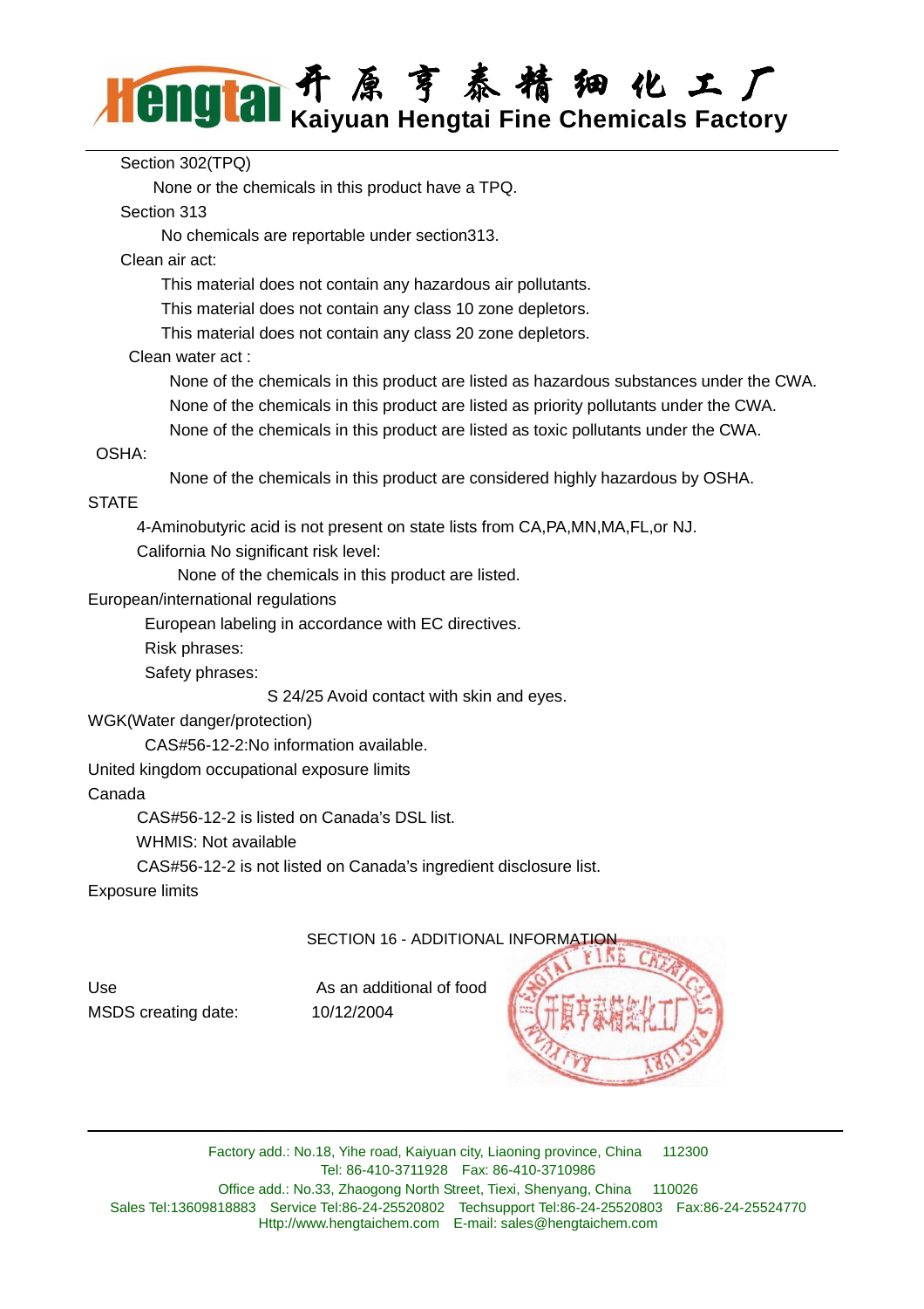Section 302(TPQ)

None or the chemicals in this product have a TPQ.

Section 313

No chemicals are reportable under section313.

Clean air act:

This material does not contain any hazardous air pollutants.

This material does not contain any class 10 zone depletors.

This material does not contain any class 20 zone depletors.

Clean water act :

None of the chemicals in this product are listed as hazardous substances under the CWA.

None of the chemicals in this product are listed as priority pollutants under the CWA.

None of the chemicals in this product are listed as toxic pollutants under the CWA.

OSHA:

None of the chemicals in this product are considered highly hazardous by OSHA.

STATE

4-Aminobutyric acid is not present on state lists from CA,PA,MN,MA,FL,or NJ.

California No significant risk level:

None of the chemicals in this product are listed.

European/international regulations

European labeling in accordance with EC directives.

Risk phrases:

Safety phrases:

S 24/25 Avoid contact with skin and eyes.

WGK(Water danger/protection)

CAS#56-12-2:No information available.

United kingdom occupational exposure limits

Canada

CAS#56-12-2 is listed on Canada's DSL list.

WHMIS: Not available

CAS#56-12-2 is not listed on Canada's ingredient disclosure list.

Exposure limits

## SECTION 16 - ADDITIONAL INFORMATION

Use As an additional of food

MSDS creating date: 10/12/2004